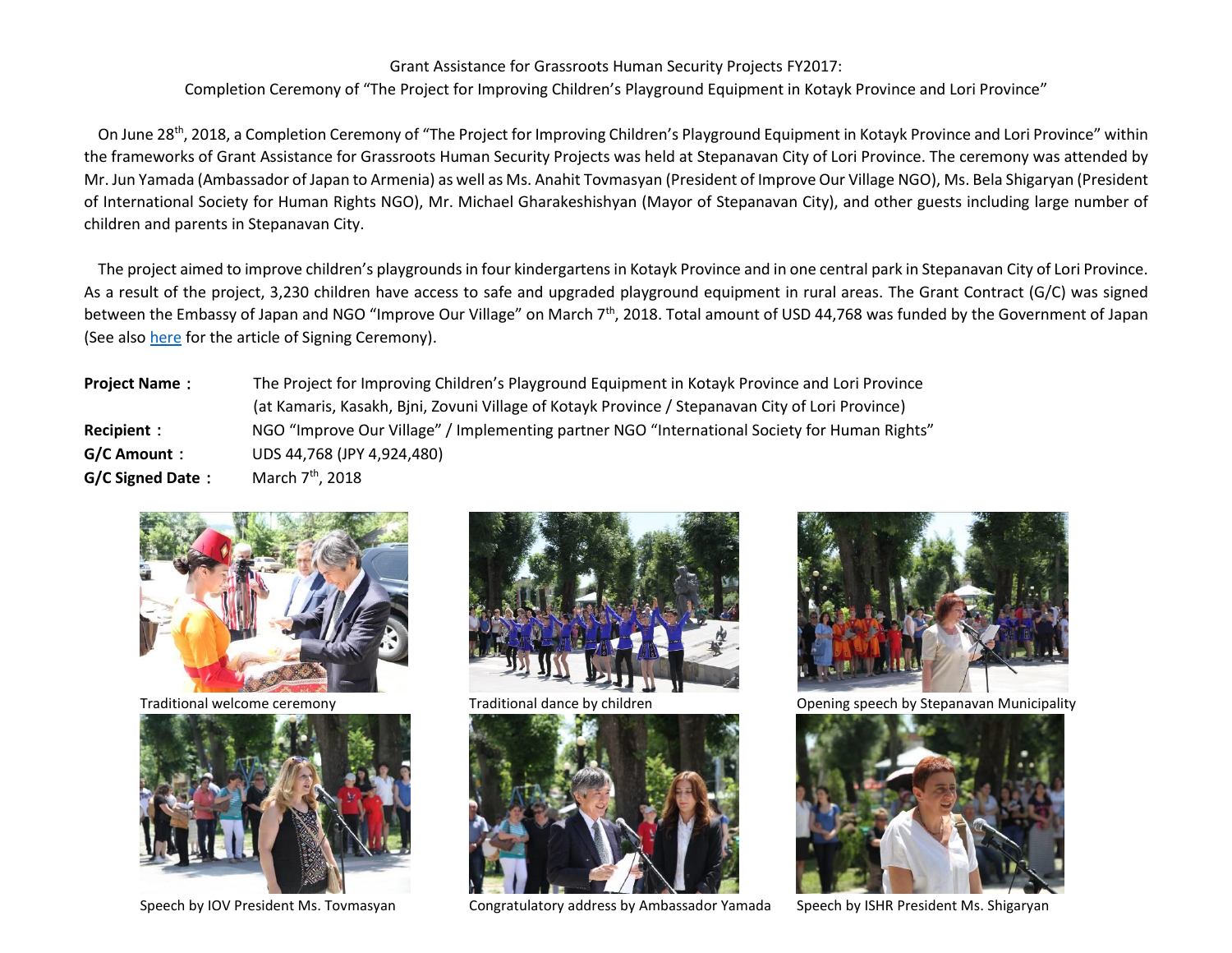Grant Assistance for Grassroots Human Security Projects FY2017:
Completion Ceremony of "The Project for Improving Children's Playground Equipment in Kotayk Province and Lori Province"

On June 28th, 2018, a Completion Ceremony of "The Project for Improving Children's Playground Equipment in Kotayk Province and Lori Province" within the frameworks of Grant Assistance for Grassroots Human Security Projects was held at Stepanavan City of Lori Province. The ceremony was attended by Mr. Jun Yamada (Ambassador of Japan to Armenia) as well as Ms. Anahit Tovmasyan (President of Improve Our Village NGO), Ms. Bela Shigaryan (President of International Society for Human Rights NGO), Mr. Michael Gharakeshishyan (Mayor of Stepanavan City), and other guests including large number of children and parents in Stepanavan City.

The project aimed to improve children's playgrounds in four kindergartens in Kotayk Province and in one central park in Stepanavan City of Lori Province. As a result of the project, 3,230 children have access to safe and upgraded playground equipment in rural areas. The Grant Contract (G/C) was signed between the Embassy of Japan and NGO "Improve Our Village" on March 7th, 2018. Total amount of USD 44,768 was funded by the Government of Japan (See also here for the article of Signing Ceremony).

**Project Name：** The Project for Improving Children's Playground Equipment in Kotayk Province and Lori Province (at Kamaris, Kasakh, Bjni, Zovuni Village of Kotayk Province / Stepanavan City of Lori Province)
**Recipient：** NGO "Improve Our Village" / Implementing partner NGO "International Society for Human Rights"
**G/C Amount：** UDS 44,768 (JPY 4,924,480)
**G/C Signed Date：** March 7th, 2018

Traditional welcome ceremony

Traditional dance by children

Opening speech by Stepanavan Municipality

Speech by IOV President Ms. Tovmasyan

Congratulatory address by Ambassador Yamada

Speech by ISHR President Ms. Shigaryan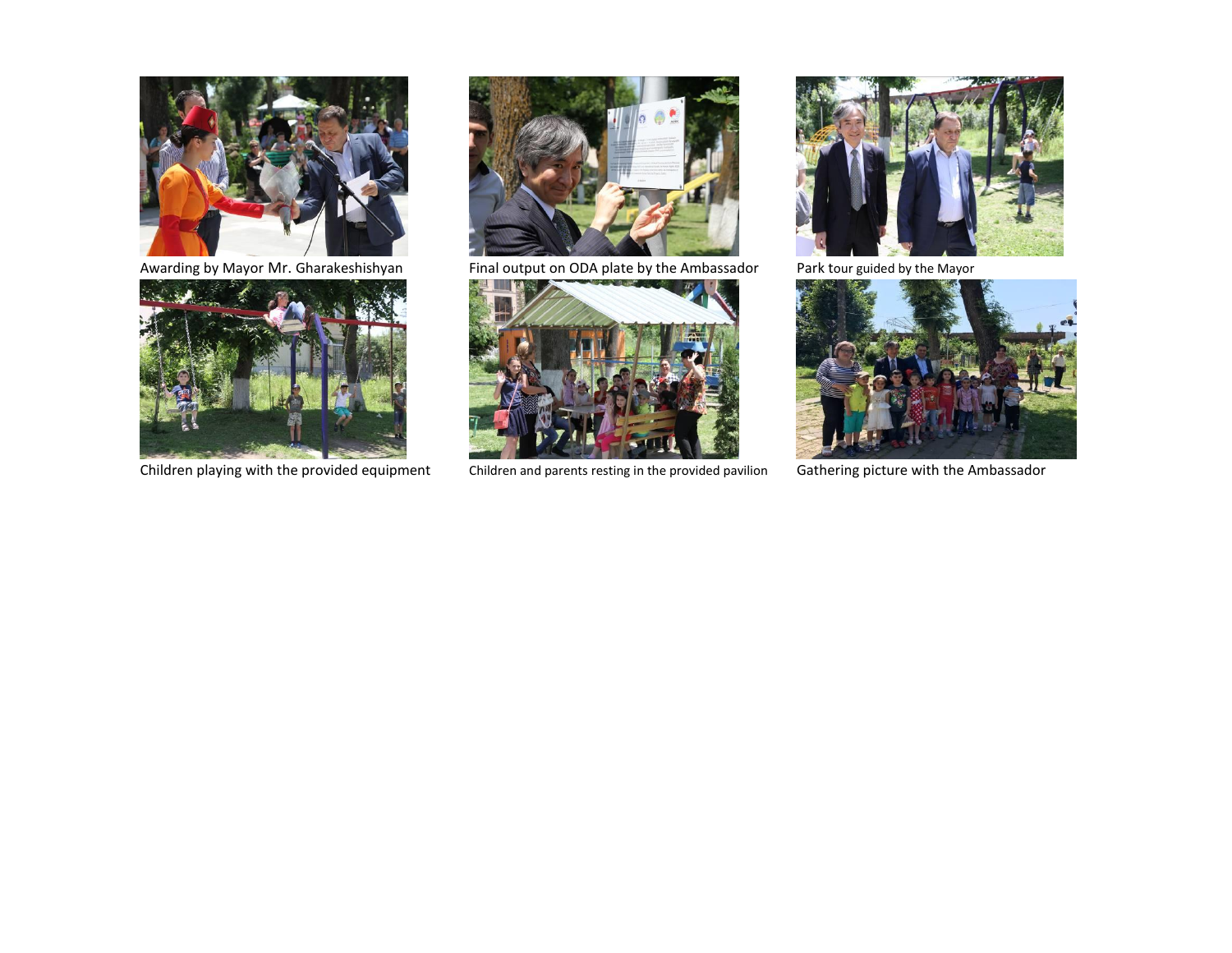Awarding by Mayor Mr. Gharakeshishyan

Final output on ODA plate by the Ambassador

Park tour guided by the Mayor

Children playing with the provided equipment

Children and parents resting in the provided pavilion

Gathering picture with the Ambassador